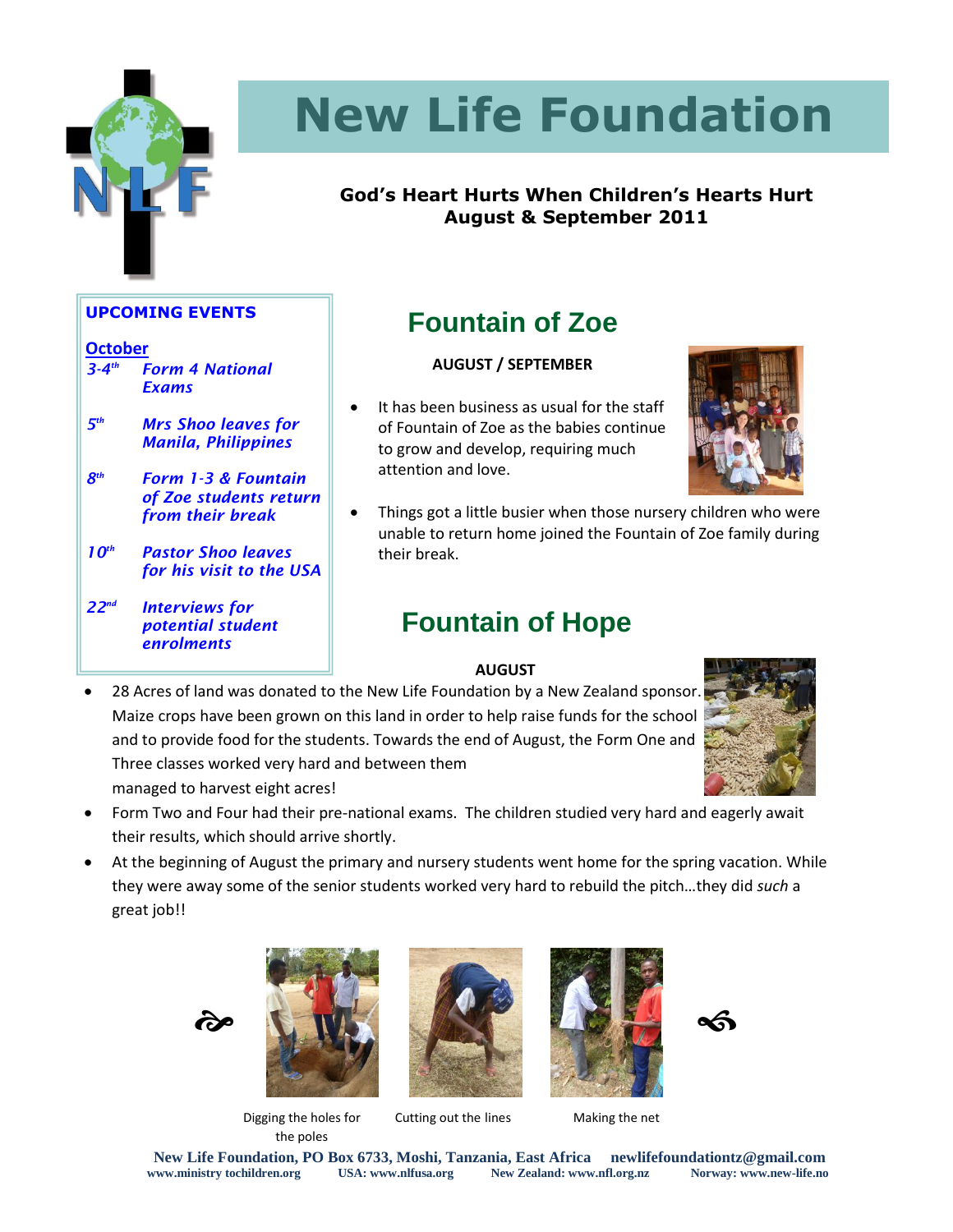# New Life Foundation

**God's Heart Hurts When Children's Hearts Hurt**
**August & September 2011**

## UPCOMING EVENTS

**October**

- ***3-4th*** ***Form 4 National Exams***
- ***5th*** ***Mrs Shoo leaves for Manila, Philippines***
- ***8th*** ***Form 1-3 & Fountain of Zoe students return from their break***
- ***10th*** ***Pastor Shoo leaves for his visit to the USA***
- ***22nd*** ***Interviews for potential student enrolments***

## Fountain of Zoe

**AUGUST / SEPTEMBER**

- It has been business as usual for the staff of Fountain of Zoe as the babies continue to grow and develop, requiring much attention and love.
- Things got a little busier when those nursery children who were unable to return home joined the Fountain of Zoe family during their break.

## Fountain of Hope

**AUGUST**

- 28 Acres of land was donated to the New Life Foundation by a New Zealand sponsor. Maize crops have been grown on this land in order to help raise funds for the school and to provide food for the students. Towards the end of August, the Form One and Three classes worked very hard and between them managed to harvest eight acres!
- Form Two and Four had their pre-national exams. The children studied very hard and eagerly await their results, which should arrive shortly.
- At the beginning of August the primary and nursery students went home for the spring vacation. While they were away some of the senior students worked very hard to rebuild the pitch…they did *such* a great job!!

Digging the holes for the poles

Cutting out the lines

Making the net

**New Life Foundation, PO Box 6733, Moshi, Tanzania, East Africa newlifefoundationtz@gmail.com**
**www.ministry tochildren.org USA: www.nlfusa.org New Zealand: www.nfl.org.nz Norway: www.new-life.no**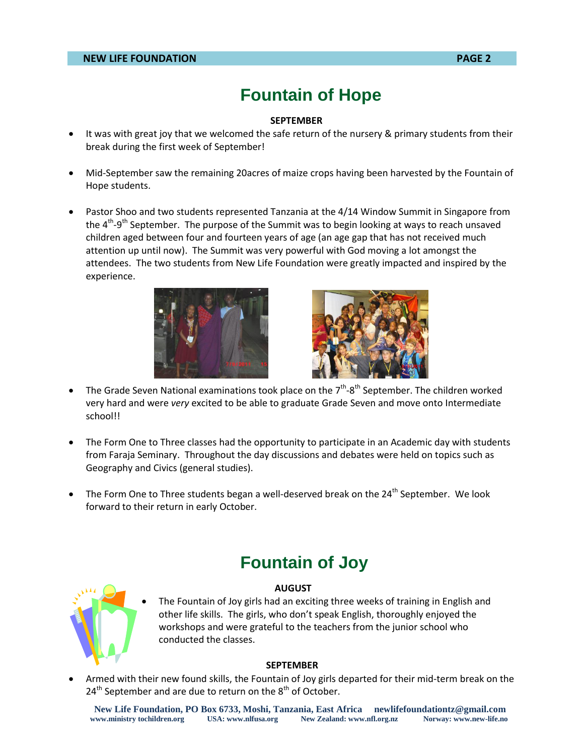# Fountain of Hope

**SEPTEMBER**

- It was with great joy that we welcomed the safe return of the nursery & primary students from their break during the first week of September!

- Mid-September saw the remaining 20acres of maize crops having been harvested by the Fountain of Hope students.

- Pastor Shoo and two students represented Tanzania at the 4/14 Window Summit in Singapore from the 4th-9th September. The purpose of the Summit was to begin looking at ways to reach unsaved children aged between four and fourteen years of age (an age gap that has not received much attention up until now). The Summit was very powerful with God moving a lot amongst the attendees. The two students from New Life Foundation were greatly impacted and inspired by the experience.

- The Grade Seven National examinations took place on the 7th-8th September. The children worked very hard and were *very* excited to be able to graduate Grade Seven and move onto Intermediate school!!

- The Form One to Three classes had the opportunity to participate in an Academic day with students from Faraja Seminary. Throughout the day discussions and debates were held on topics such as Geography and Civics (general studies).

- The Form One to Three students began a well-deserved break on the 24th September. We look forward to their return in early October.

# Fountain of Joy

**AUGUST**

- The Fountain of Joy girls had an exciting three weeks of training in English and other life skills. The girls, who don't speak English, thoroughly enjoyed the workshops and were grateful to the teachers from the junior school who conducted the classes.

**SEPTEMBER**

- Armed with their new found skills, the Fountain of Joy girls departed for their mid-term break on the 24th September and are due to return on the 8th of October.

**New Life Foundation, PO Box 6733, Moshi, Tanzania, East Africa newlifefoundationtz@gmail.com**
**www.ministry tochildren.org USA: www.nlfusa.org New Zealand: www.nfl.org.nz Norway: www.new-life.no**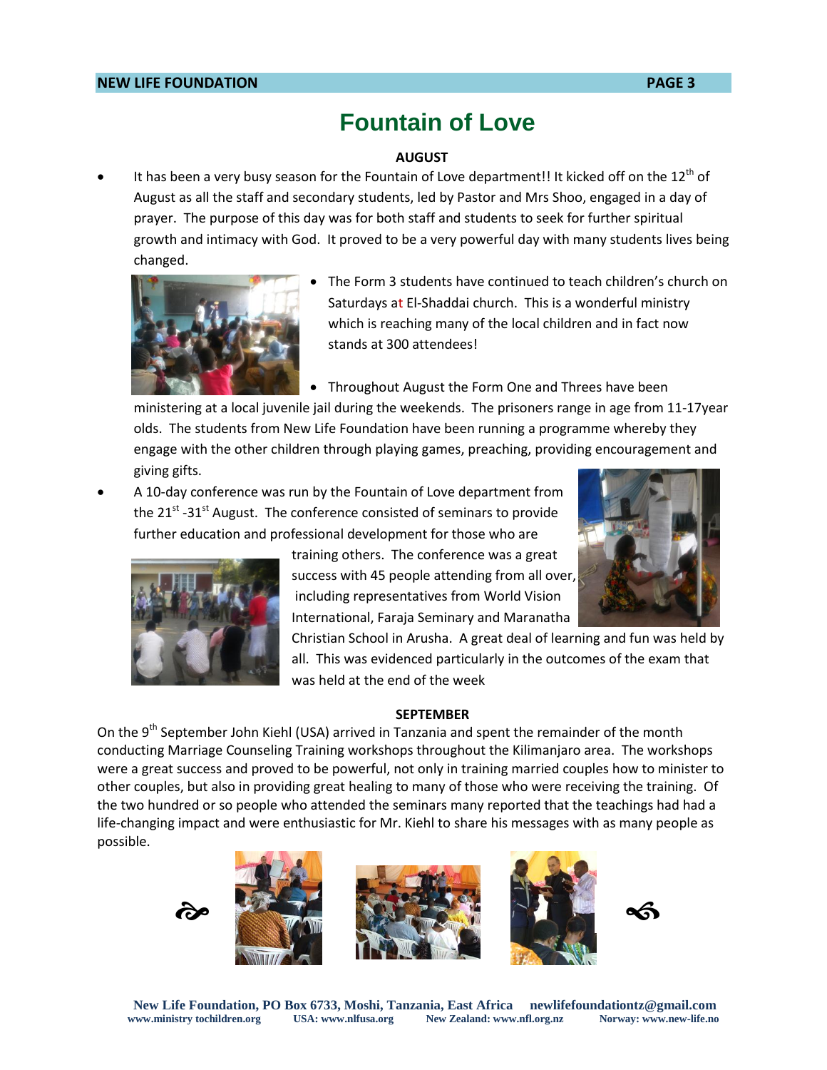# Fountain of Love

**AUGUST**

- It has been a very busy season for the Fountain of Love department!! It kicked off on the 12th of August as all the staff and secondary students, led by Pastor and Mrs Shoo, engaged in a day of prayer. The purpose of this day was for both staff and students to seek for further spiritual growth and intimacy with God. It proved to be a very powerful day with many students lives being changed.
- The Form 3 students have continued to teach children's church on Saturdays at El-Shaddai church. This is a wonderful ministry which is reaching many of the local children and in fact now stands at 300 attendees!
- Throughout August the Form One and Threes have been ministering at a local juvenile jail during the weekends. The prisoners range in age from 11-17year olds. The students from New Life Foundation have been running a programme whereby they engage with the other children through playing games, preaching, providing encouragement and giving gifts.
- A 10-day conference was run by the Fountain of Love department from the 21st -31st August. The conference consisted of seminars to provide further education and professional development for those who are training others. The conference was a great success with 45 people attending from all over, including representatives from World Vision International, Faraja Seminary and Maranatha Christian School in Arusha. A great deal of learning and fun was held by all. This was evidenced particularly in the outcomes of the exam that was held at the end of the week

**SEPTEMBER**

On the 9th September John Kiehl (USA) arrived in Tanzania and spent the remainder of the month conducting Marriage Counseling Training workshops throughout the Kilimanjaro area. The workshops were a great success and proved to be powerful, not only in training married couples how to minister to other couples, but also in providing great healing to many of those who were receiving the training. Of the two hundred or so people who attended the seminars many reported that the teachings had had a life-changing impact and were enthusiastic for Mr. Kiehl to share his messages with as many people as possible.

New Life Foundation, PO Box 6733, Moshi, Tanzania, East Africa newlifefoundationtz@gmail.com
www.ministry tochildren.org USA: www.nlfusa.org New Zealand: www.nfl.org.nz Norway: www.new-life.no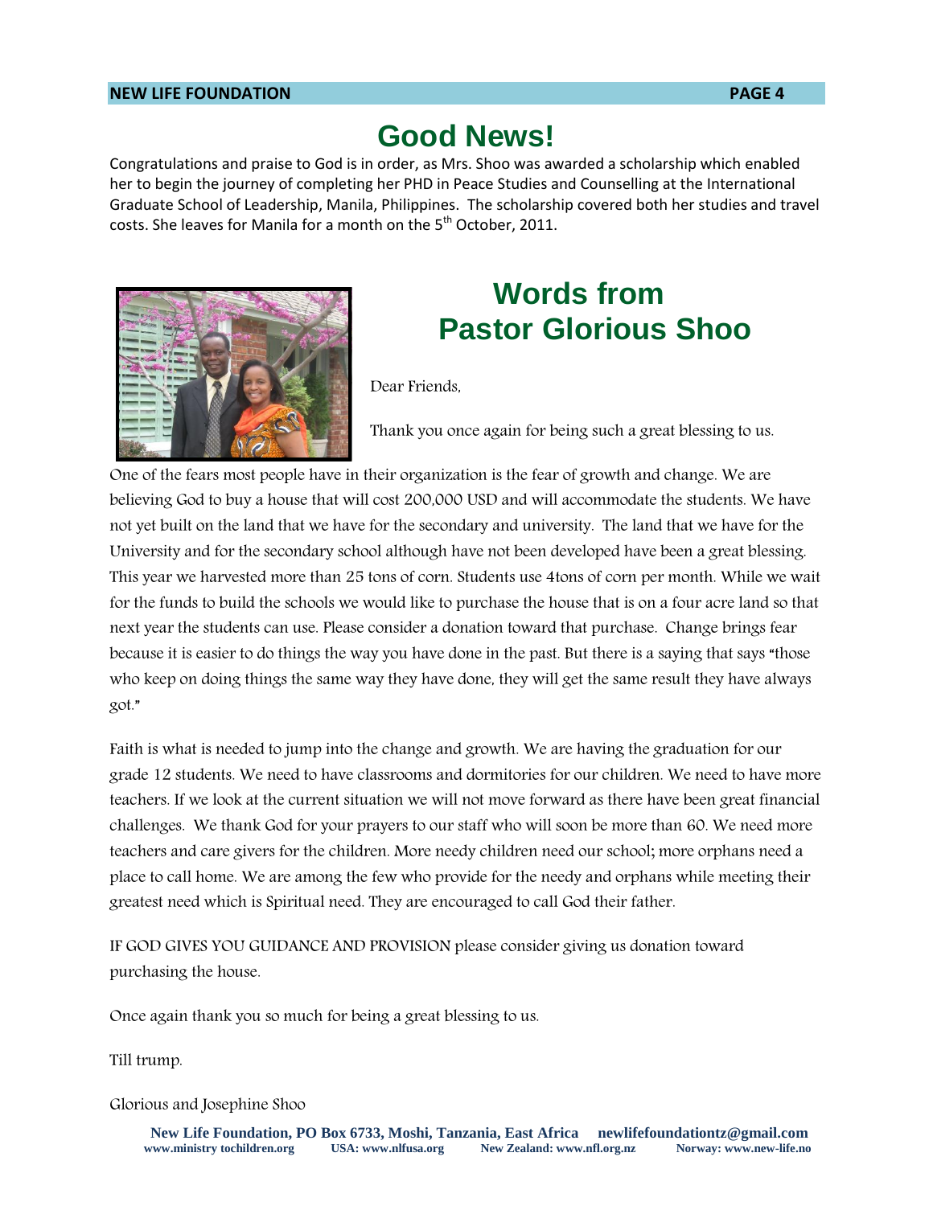# Good News!

Congratulations and praise to God is in order, as Mrs. Shoo was awarded a scholarship which enabled her to begin the journey of completing her PHD in Peace Studies and Counselling at the International Graduate School of Leadership, Manila, Philippines. The scholarship covered both her studies and travel costs. She leaves for Manila for a month on the 5th October, 2011.

# Words from Pastor Glorious Shoo

Dear Friends,

Thank you once again for being such a great blessing to us.

One of the fears most people have in their organization is the fear of growth and change. We are believing God to buy a house that will cost 200,000 USD and will accommodate the students. We have not yet built on the land that we have for the secondary and university. The land that we have for the University and for the secondary school although have not been developed have been a great blessing. This year we harvested more than 25 tons of corn. Students use 4tons of corn per month. While we wait for the funds to build the schools we would like to purchase the house that is on a four acre land so that next year the students can use. Please consider a donation toward that purchase. Change brings fear because it is easier to do things the way you have done in the past. But there is a saying that says "those who keep on doing things the same way they have done, they will get the same result they have always got."

Faith is what is needed to jump into the change and growth. We are having the graduation for our grade 12 students. We need to have classrooms and dormitories for our children. We need to have more teachers. If we look at the current situation we will not move forward as there have been great financial challenges. We thank God for your prayers to our staff who will soon be more than 60. We need more teachers and care givers for the children. More needy children need our school; more orphans need a place to call home. We are among the few who provide for the needy and orphans while meeting their greatest need which is Spiritual need. They are encouraged to call God their father.

IF GOD GIVES YOU GUIDANCE AND PROVISION please consider giving us donation toward purchasing the house.

Once again thank you so much for being a great blessing to us.

Till trump.

Glorious and Josephine Shoo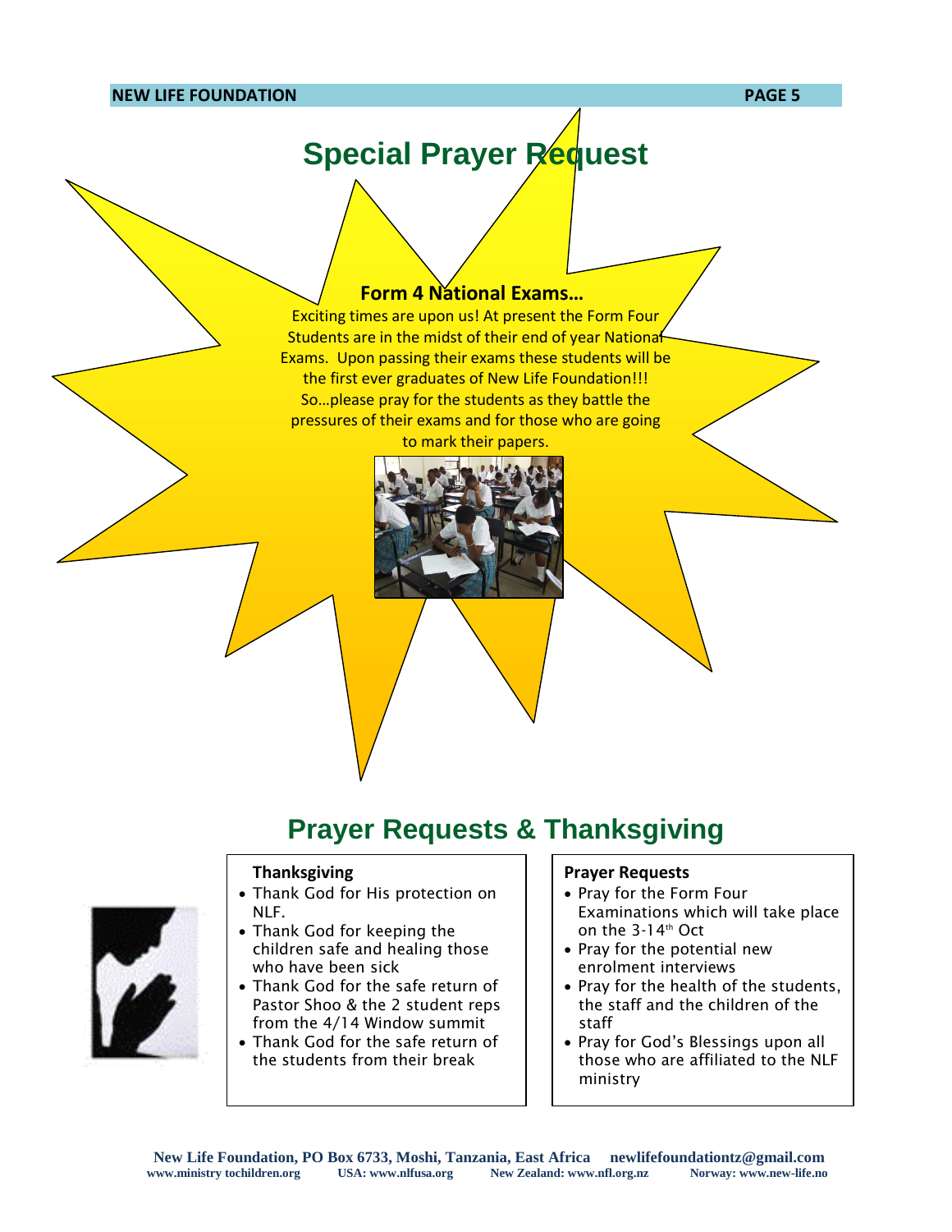# Special Prayer Request

### Form 4 National Exams…

Exciting times are upon us! At present the Form Four Students are in the midst of their end of year National Exams. Upon passing their exams these students will be the first ever graduates of New Life Foundation!!! So…please pray for the students as they battle the pressures of their exams and for those who are going to mark their papers.

# Prayer Requests & Thanksgiving

**Thanksgiving**

- Thank God for His protection on NLF.
- Thank God for keeping the children safe and healing those who have been sick
- Thank God for the safe return of Pastor Shoo & the 2 student reps from the 4/14 Window summit
- Thank God for the safe return of the students from their break

**Prayer Requests**

- Pray for the Form Four Examinations which will take place on the 3-14th Oct
- Pray for the potential new enrolment interviews
- Pray for the health of the students, the staff and the children of the staff
- Pray for God's Blessings upon all those who are affiliated to the NLF ministry

**New Life Foundation, PO Box 6733, Moshi, Tanzania, East Africa newlifefoundationtz@gmail.com**
**www.ministry tochildren.org USA: www.nlfusa.org New Zealand: www.nfl.org.nz Norway: www.new-life.no**